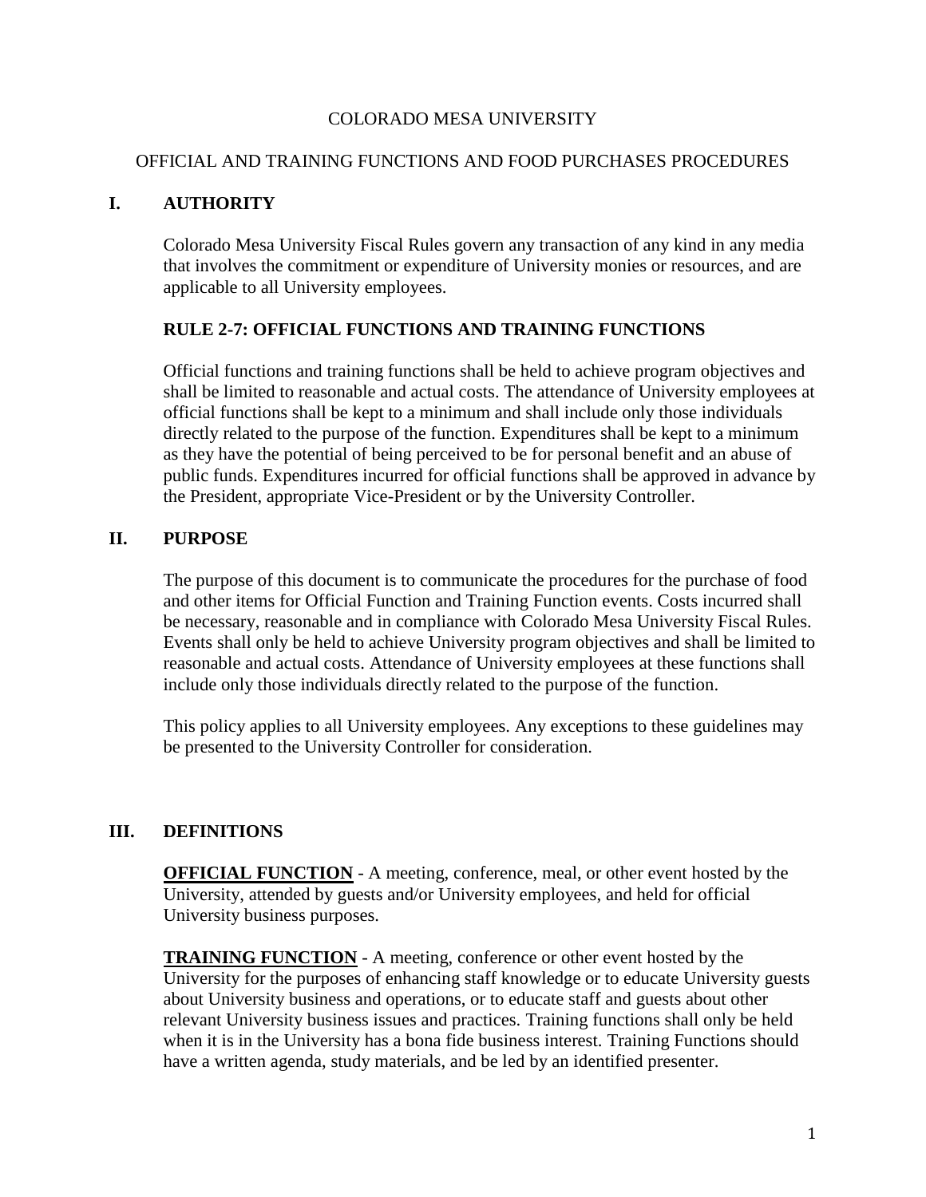# COLORADO MESA UNIVERSITY

## OFFICIAL AND TRAINING FUNCTIONS AND FOOD PURCHASES PROCEDURES

## I. AUTHORITY

Colorado Mesa University Fiscal Rules govern any transaction of any kind in any media that involves the commitment or expenditure of University monies or resources, and are applicable to all University employees.

### RULE 2-7: OFFICIAL FUNCTIONS AND TRAINING FUNCTIONS

Official functions and training functions shall be held to achieve program objectives and shall be limited to reasonable and actual costs. The attendance of University employees at official functions shall be kept to a minimum and shall include only those individuals directly related to the purpose of the function. Expenditures shall be kept to a minimum as they have the potential of being perceived to be for personal benefit and an abuse of public funds. Expenditures incurred for official functions shall be approved in advance by the President, appropriate Vice-President or by the University Controller.

## II. PURPOSE

The purpose of this document is to communicate the procedures for the purchase of food and other items for Official Function and Training Function events. Costs incurred shall be necessary, reasonable and in compliance with Colorado Mesa University Fiscal Rules. Events shall only be held to achieve University program objectives and shall be limited to reasonable and actual costs. Attendance of University employees at these functions shall include only those individuals directly related to the purpose of the function.

This policy applies to all University employees. Any exceptions to these guidelines may be presented to the University Controller for consideration.

## III. DEFINITIONS

**OFFICIAL FUNCTION** - A meeting, conference, meal, or other event hosted by the University, attended by guests and/or University employees, and held for official University business purposes.

**TRAINING FUNCTION** - A meeting, conference or other event hosted by the University for the purposes of enhancing staff knowledge or to educate University guests about University business and operations, or to educate staff and guests about other relevant University business issues and practices. Training functions shall only be held when it is in the University has a bona fide business interest. Training Functions should have a written agenda, study materials, and be led by an identified presenter.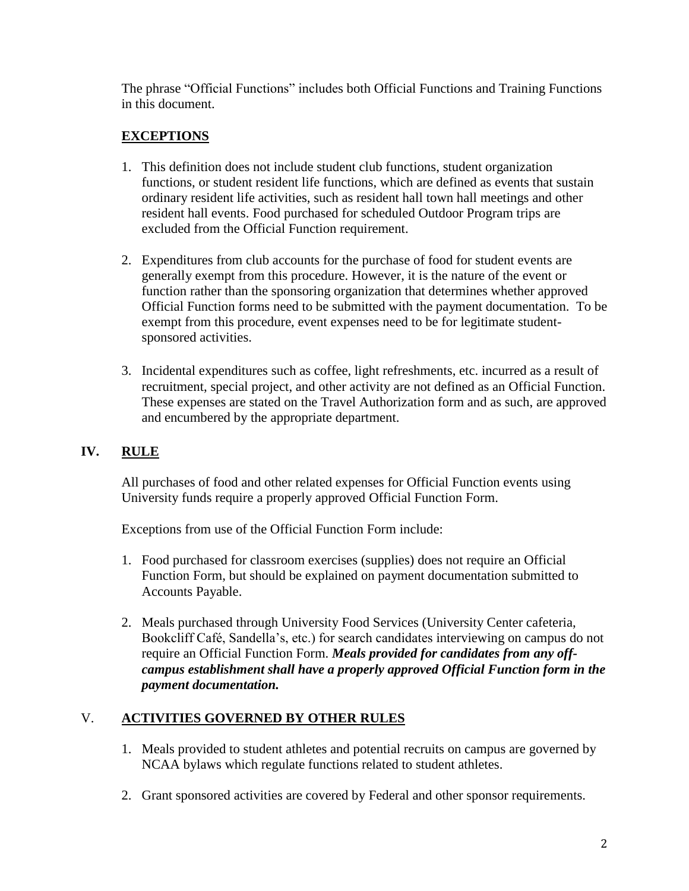The phrase "Official Functions" includes both Official Functions and Training Functions in this document.

### EXCEPTIONS

1. This definition does not include student club functions, student organization functions, or student resident life functions, which are defined as events that sustain ordinary resident life activities, such as resident hall town hall meetings and other resident hall events. Food purchased for scheduled Outdoor Program trips are excluded from the Official Function requirement.

2. Expenditures from club accounts for the purchase of food for student events are generally exempt from this procedure. However, it is the nature of the event or function rather than the sponsoring organization that determines whether approved Official Function forms need to be submitted with the payment documentation. To be exempt from this procedure, event expenses need to be for legitimate student-sponsored activities.

3. Incidental expenditures such as coffee, light refreshments, etc. incurred as a result of recruitment, special project, and other activity are not defined as an Official Function. These expenses are stated on the Travel Authorization form and as such, are approved and encumbered by the appropriate department.

## IV. RULE

All purchases of food and other related expenses for Official Function events using University funds require a properly approved Official Function Form.

Exceptions from use of the Official Function Form include:

1. Food purchased for classroom exercises (supplies) does not require an Official Function Form, but should be explained on payment documentation submitted to Accounts Payable.

2. Meals purchased through University Food Services (University Center cafeteria, Bookcliff Café, Sandella's, etc.) for search candidates interviewing on campus do not require an Official Function Form. ***Meals provided for candidates from any off-campus establishment shall have a properly approved Official Function form in the payment documentation.***

## V. ACTIVITIES GOVERNED BY OTHER RULES

1. Meals provided to student athletes and potential recruits on campus are governed by NCAA bylaws which regulate functions related to student athletes.

2. Grant sponsored activities are covered by Federal and other sponsor requirements.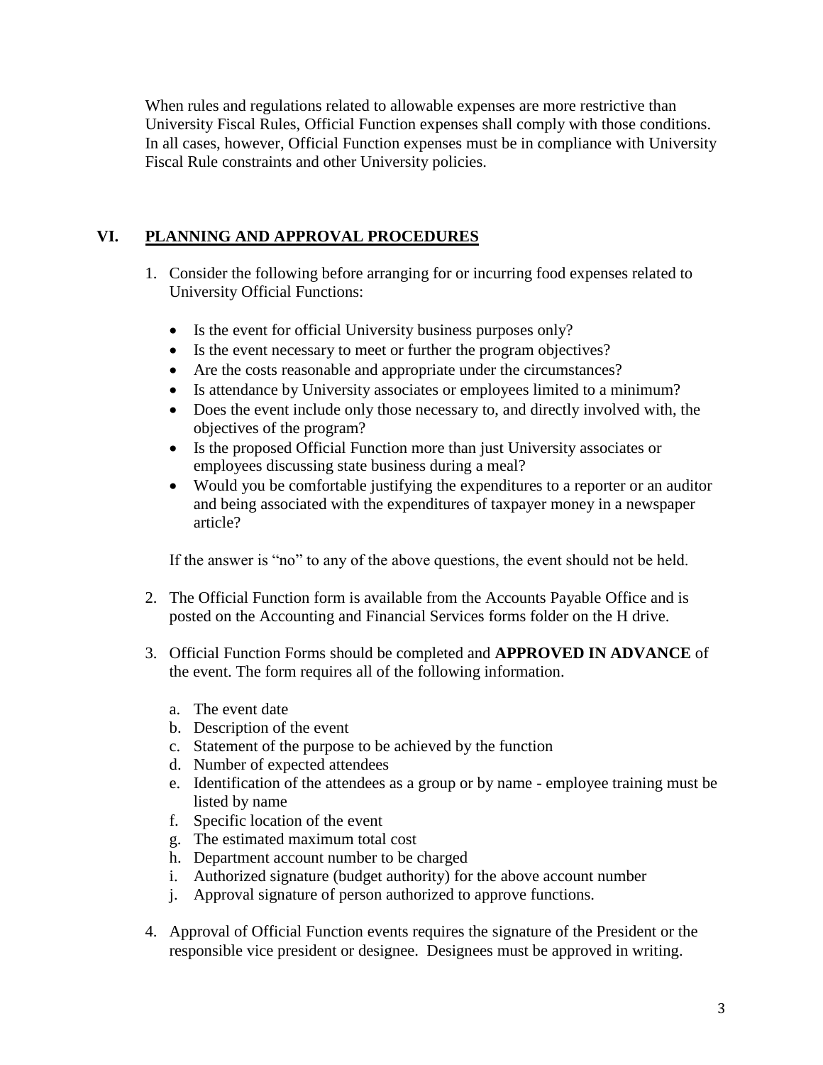When rules and regulations related to allowable expenses are more restrictive than University Fiscal Rules, Official Function expenses shall comply with those conditions. In all cases, however, Official Function expenses must be in compliance with University Fiscal Rule constraints and other University policies.

## VI. PLANNING AND APPROVAL PROCEDURES

1. Consider the following before arranging for or incurring food expenses related to University Official Functions:

   - Is the event for official University business purposes only?
   - Is the event necessary to meet or further the program objectives?
   - Are the costs reasonable and appropriate under the circumstances?
   - Is attendance by University associates or employees limited to a minimum?
   - Does the event include only those necessary to, and directly involved with, the objectives of the program?
   - Is the proposed Official Function more than just University associates or employees discussing state business during a meal?
   - Would you be comfortable justifying the expenditures to a reporter or an auditor and being associated with the expenditures of taxpayer money in a newspaper article?

   If the answer is "no" to any of the above questions, the event should not be held.

2. The Official Function form is available from the Accounts Payable Office and is posted on the Accounting and Financial Services forms folder on the H drive.

3. Official Function Forms should be completed and **APPROVED IN ADVANCE** of the event. The form requires all of the following information.

   a. The event date
   b. Description of the event
   c. Statement of the purpose to be achieved by the function
   d. Number of expected attendees
   e. Identification of the attendees as a group or by name - employee training must be listed by name
   f. Specific location of the event
   g. The estimated maximum total cost
   h. Department account number to be charged
   i. Authorized signature (budget authority) for the above account number
   j. Approval signature of person authorized to approve functions.

4. Approval of Official Function events requires the signature of the President or the responsible vice president or designee. Designees must be approved in writing.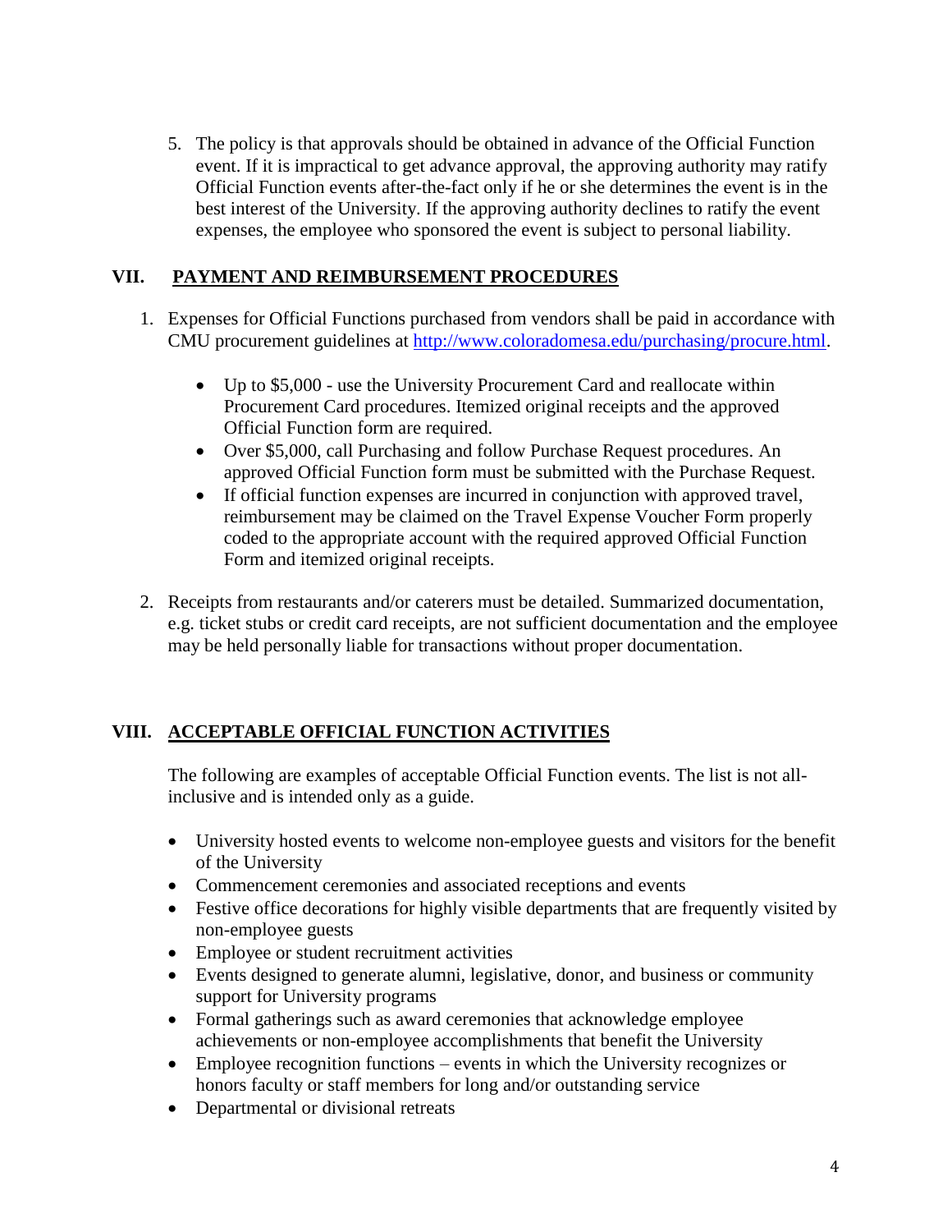5. The policy is that approvals should be obtained in advance of the Official Function event. If it is impractical to get advance approval, the approving authority may ratify Official Function events after-the-fact only if he or she determines the event is in the best interest of the University. If the approving authority declines to ratify the event expenses, the employee who sponsored the event is subject to personal liability.

## VII. PAYMENT AND REIMBURSEMENT PROCEDURES

1. Expenses for Official Functions purchased from vendors shall be paid in accordance with CMU procurement guidelines at http://www.coloradomesa.edu/purchasing/procure.html.

    - Up to $5,000 - use the University Procurement Card and reallocate within Procurement Card procedures. Itemized original receipts and the approved Official Function form are required.
    - Over $5,000, call Purchasing and follow Purchase Request procedures. An approved Official Function form must be submitted with the Purchase Request.
    - If official function expenses are incurred in conjunction with approved travel, reimbursement may be claimed on the Travel Expense Voucher Form properly coded to the appropriate account with the required approved Official Function Form and itemized original receipts.

2. Receipts from restaurants and/or caterers must be detailed. Summarized documentation, e.g. ticket stubs or credit card receipts, are not sufficient documentation and the employee may be held personally liable for transactions without proper documentation.

## VIII. ACCEPTABLE OFFICIAL FUNCTION ACTIVITIES

The following are examples of acceptable Official Function events. The list is not all-inclusive and is intended only as a guide.

- University hosted events to welcome non-employee guests and visitors for the benefit of the University
- Commencement ceremonies and associated receptions and events
- Festive office decorations for highly visible departments that are frequently visited by non-employee guests
- Employee or student recruitment activities
- Events designed to generate alumni, legislative, donor, and business or community support for University programs
- Formal gatherings such as award ceremonies that acknowledge employee achievements or non-employee accomplishments that benefit the University
- Employee recognition functions – events in which the University recognizes or honors faculty or staff members for long and/or outstanding service
- Departmental or divisional retreats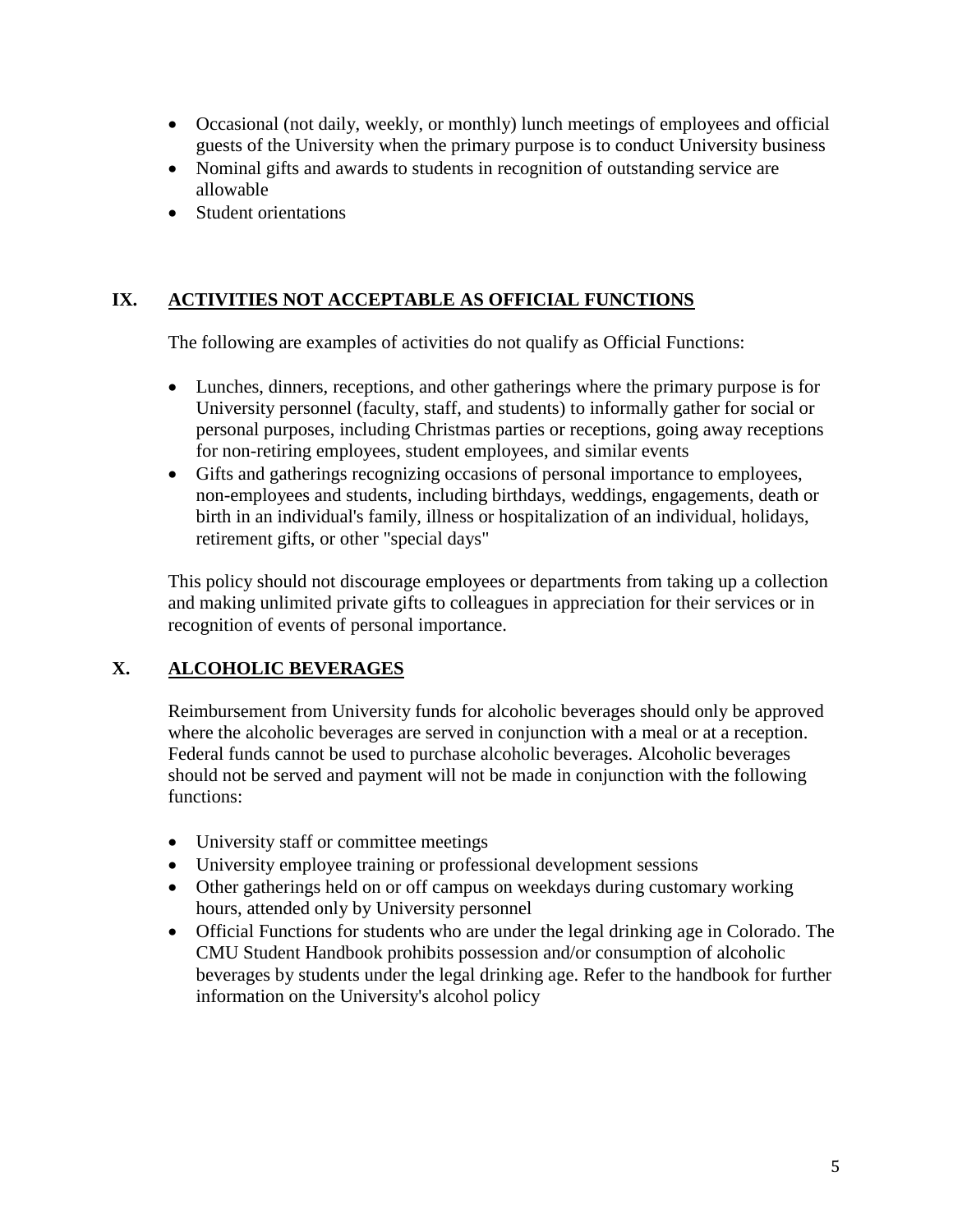- Occasional (not daily, weekly, or monthly) lunch meetings of employees and official guests of the University when the primary purpose is to conduct University business
- Nominal gifts and awards to students in recognition of outstanding service are allowable
- Student orientations

## IX. ACTIVITIES NOT ACCEPTABLE AS OFFICIAL FUNCTIONS

The following are examples of activities do not qualify as Official Functions:

- Lunches, dinners, receptions, and other gatherings where the primary purpose is for University personnel (faculty, staff, and students) to informally gather for social or personal purposes, including Christmas parties or receptions, going away receptions for non-retiring employees, student employees, and similar events
- Gifts and gatherings recognizing occasions of personal importance to employees, non-employees and students, including birthdays, weddings, engagements, death or birth in an individual's family, illness or hospitalization of an individual, holidays, retirement gifts, or other "special days"

This policy should not discourage employees or departments from taking up a collection and making unlimited private gifts to colleagues in appreciation for their services or in recognition of events of personal importance.

## X. ALCOHOLIC BEVERAGES

Reimbursement from University funds for alcoholic beverages should only be approved where the alcoholic beverages are served in conjunction with a meal or at a reception. Federal funds cannot be used to purchase alcoholic beverages. Alcoholic beverages should not be served and payment will not be made in conjunction with the following functions:

- University staff or committee meetings
- University employee training or professional development sessions
- Other gatherings held on or off campus on weekdays during customary working hours, attended only by University personnel
- Official Functions for students who are under the legal drinking age in Colorado. The CMU Student Handbook prohibits possession and/or consumption of alcoholic beverages by students under the legal drinking age. Refer to the handbook for further information on the University's alcohol policy